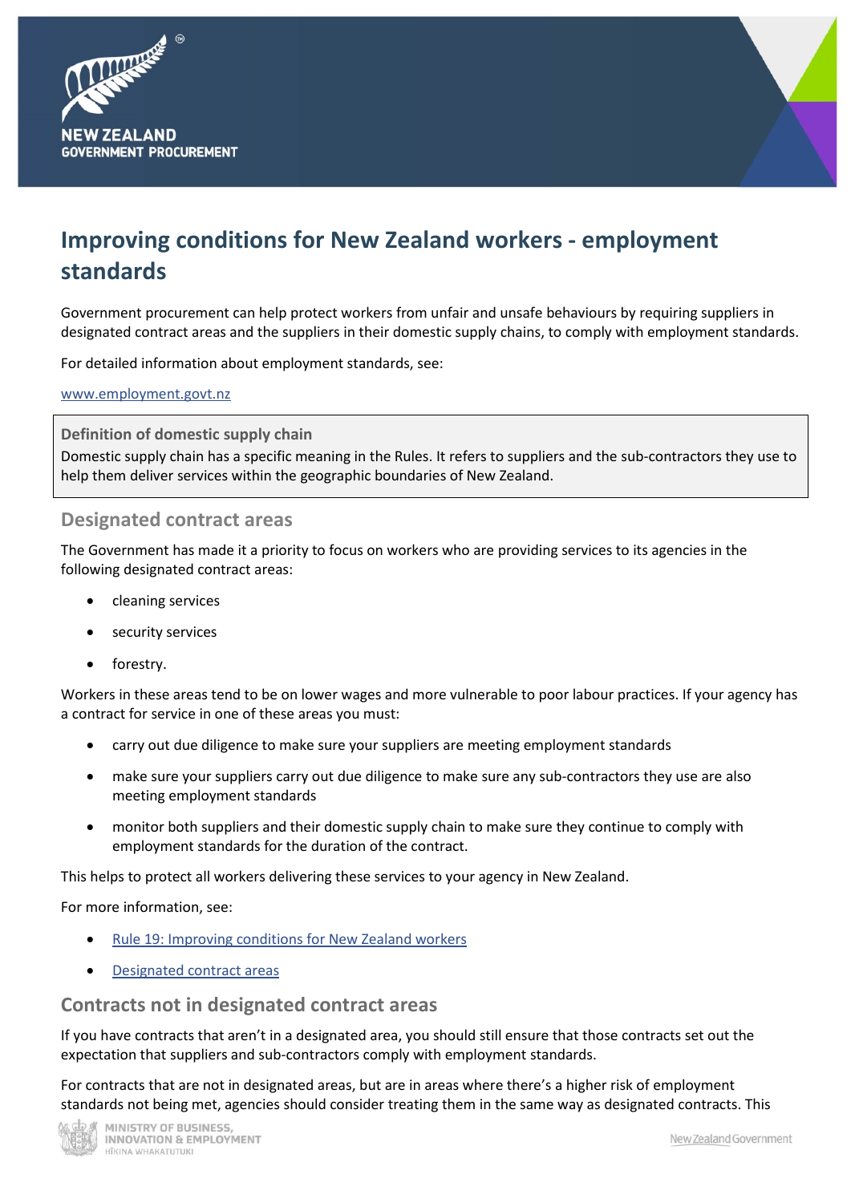# Improving conditions for New Zealand workers - employment standards

Government procurement can help protect workers from unfair and unsafe behaviours by requiring suppliers in designated contract areas and the suppliers in their domestic supply chains, to comply with employment standards.

For detailed information about employment standards, see:

[www.employment.govt.nz](http://www.employment.govt.nz)

> **Definition of domestic supply chain**
> Domestic supply chain has a specific meaning in the Rules. It refers to suppliers and the sub-contractors they use to help them deliver services within the geographic boundaries of New Zealand.

## Designated contract areas

The Government has made it a priority to focus on workers who are providing services to its agencies in the following designated contract areas:

- cleaning services
- security services
- forestry.

Workers in these areas tend to be on lower wages and more vulnerable to poor labour practices. If your agency has a contract for service in one of these areas you must:

- carry out due diligence to make sure your suppliers are meeting employment standards
- make sure your suppliers carry out due diligence to make sure any sub-contractors they use are also meeting employment standards
- monitor both suppliers and their domestic supply chain to make sure they continue to comply with employment standards for the duration of the contract.

This helps to protect all workers delivering these services to your agency in New Zealand.

For more information, see:

- Rule 19: Improving conditions for New Zealand workers
- Designated contract areas

## Contracts not in designated contract areas

If you have contracts that aren't in a designated area, you should still ensure that those contracts set out the expectation that suppliers and sub-contractors comply with employment standards.

For contracts that are not in designated areas, but are in areas where there's a higher risk of employment standards not being met, agencies should consider treating them in the same way as designated contracts. This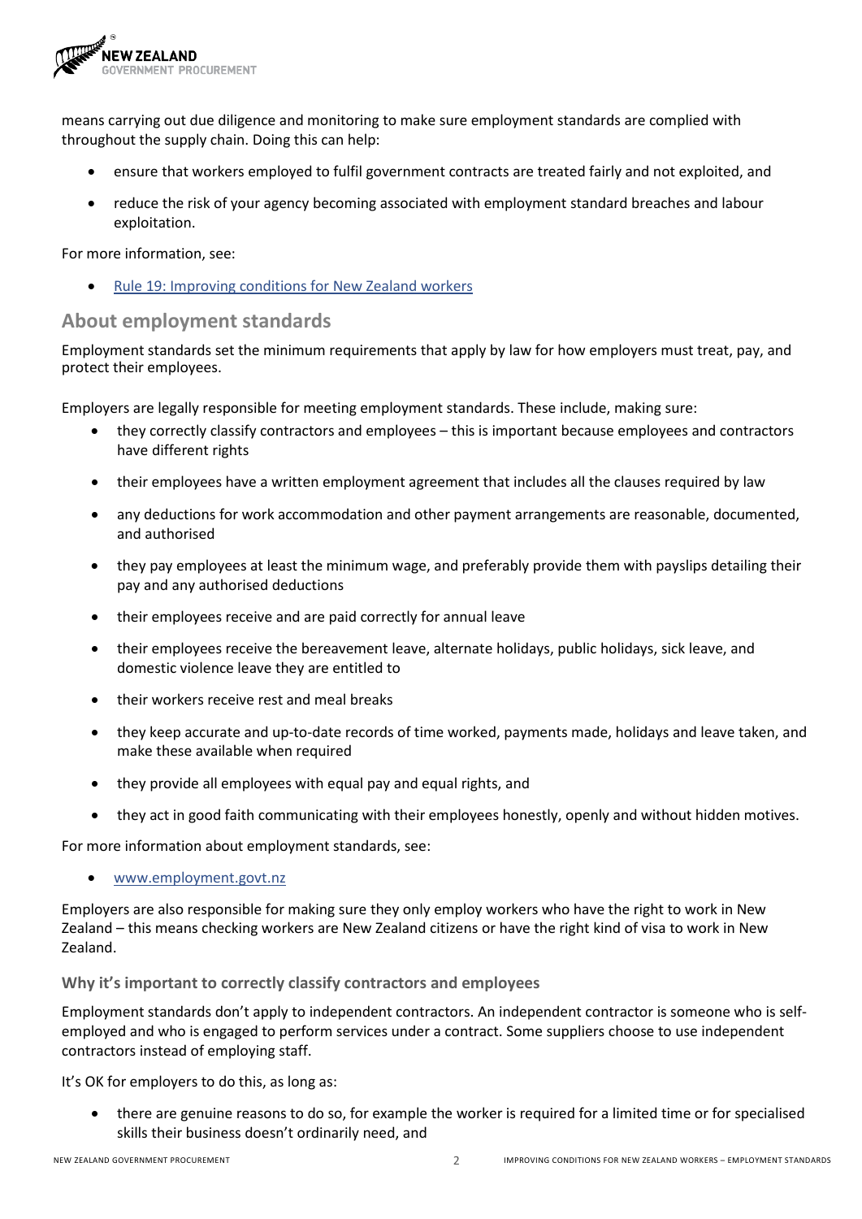means carrying out due diligence and monitoring to make sure employment standards are complied with throughout the supply chain. Doing this can help:

- ensure that workers employed to fulfil government contracts are treated fairly and not exploited, and
- reduce the risk of your agency becoming associated with employment standard breaches and labour exploitation.

For more information, see:

- [Rule 19: Improving conditions for New Zealand workers]()

## About employment standards

Employment standards set the minimum requirements that apply by law for how employers must treat, pay, and protect their employees.

Employers are legally responsible for meeting employment standards. These include, making sure:

- they correctly classify contractors and employees – this is important because employees and contractors have different rights
- their employees have a written employment agreement that includes all the clauses required by law
- any deductions for work accommodation and other payment arrangements are reasonable, documented, and authorised
- they pay employees at least the minimum wage, and preferably provide them with payslips detailing their pay and any authorised deductions
- their employees receive and are paid correctly for annual leave
- their employees receive the bereavement leave, alternate holidays, public holidays, sick leave, and domestic violence leave they are entitled to
- their workers receive rest and meal breaks
- they keep accurate and up-to-date records of time worked, payments made, holidays and leave taken, and make these available when required
- they provide all employees with equal pay and equal rights, and
- they act in good faith communicating with their employees honestly, openly and without hidden motives.

For more information about employment standards, see:

- [www.employment.govt.nz]()

Employers are also responsible for making sure they only employ workers who have the right to work in New Zealand – this means checking workers are New Zealand citizens or have the right kind of visa to work in New Zealand.

### Why it's important to correctly classify contractors and employees

Employment standards don't apply to independent contractors. An independent contractor is someone who is self-employed and who is engaged to perform services under a contract. Some suppliers choose to use independent contractors instead of employing staff.

It's OK for employers to do this, as long as:

- there are genuine reasons to do so, for example the worker is required for a limited time or for specialised skills their business doesn't ordinarily need, and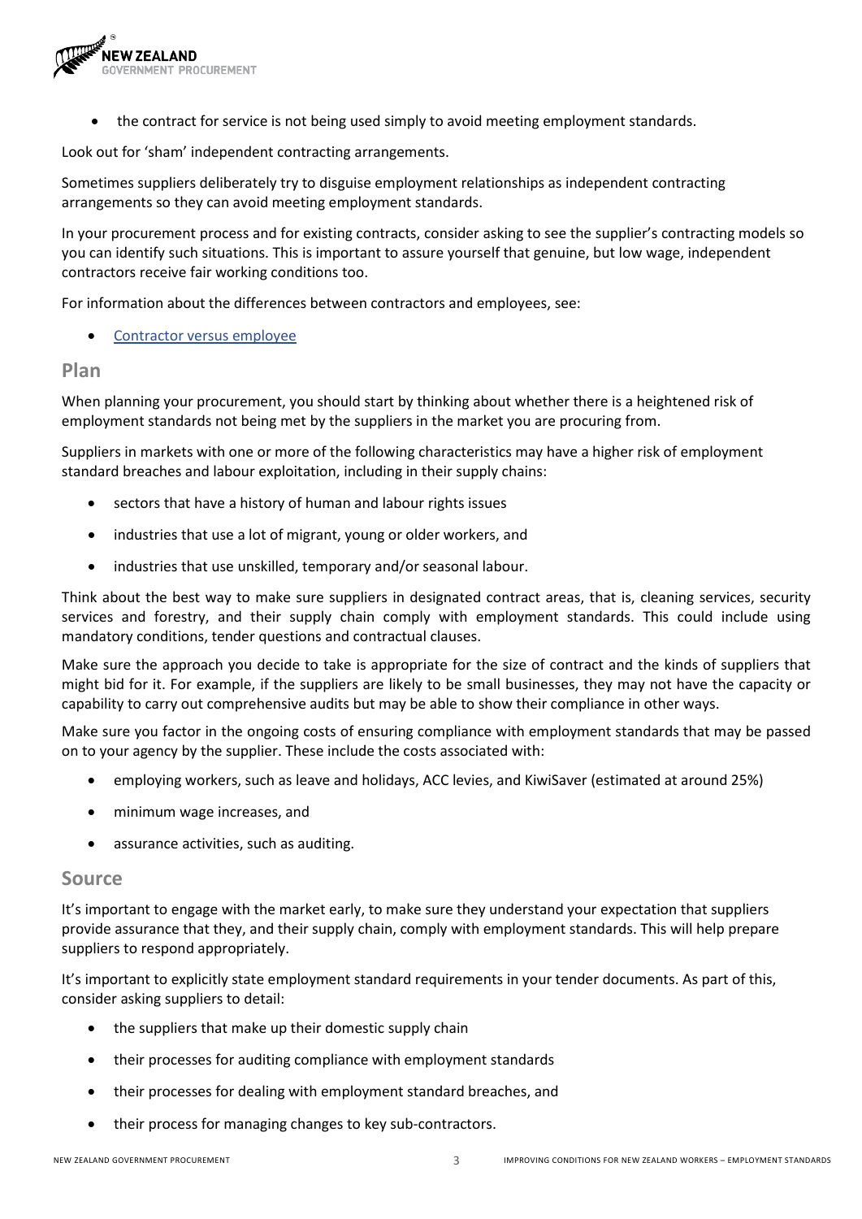- the contract for service is not being used simply to avoid meeting employment standards.

Look out for 'sham' independent contracting arrangements.

Sometimes suppliers deliberately try to disguise employment relationships as independent contracting arrangements so they can avoid meeting employment standards.

In your procurement process and for existing contracts, consider asking to see the supplier's contracting models so you can identify such situations. This is important to assure yourself that genuine, but low wage, independent contractors receive fair working conditions too.

For information about the differences between contractors and employees, see:

- Contractor versus employee

## Plan

When planning your procurement, you should start by thinking about whether there is a heightened risk of employment standards not being met by the suppliers in the market you are procuring from.

Suppliers in markets with one or more of the following characteristics may have a higher risk of employment standard breaches and labour exploitation, including in their supply chains:

- sectors that have a history of human and labour rights issues
- industries that use a lot of migrant, young or older workers, and
- industries that use unskilled, temporary and/or seasonal labour.

Think about the best way to make sure suppliers in designated contract areas, that is, cleaning services, security services and forestry, and their supply chain comply with employment standards. This could include using mandatory conditions, tender questions and contractual clauses.

Make sure the approach you decide to take is appropriate for the size of contract and the kinds of suppliers that might bid for it. For example, if the suppliers are likely to be small businesses, they may not have the capacity or capability to carry out comprehensive audits but may be able to show their compliance in other ways.

Make sure you factor in the ongoing costs of ensuring compliance with employment standards that may be passed on to your agency by the supplier. These include the costs associated with:

- employing workers, such as leave and holidays, ACC levies, and KiwiSaver (estimated at around 25%)
- minimum wage increases, and
- assurance activities, such as auditing.

## Source

It's important to engage with the market early, to make sure they understand your expectation that suppliers provide assurance that they, and their supply chain, comply with employment standards. This will help prepare suppliers to respond appropriately.

It's important to explicitly state employment standard requirements in your tender documents. As part of this, consider asking suppliers to detail:

- the suppliers that make up their domestic supply chain
- their processes for auditing compliance with employment standards
- their processes for dealing with employment standard breaches, and
- their process for managing changes to key sub-contractors.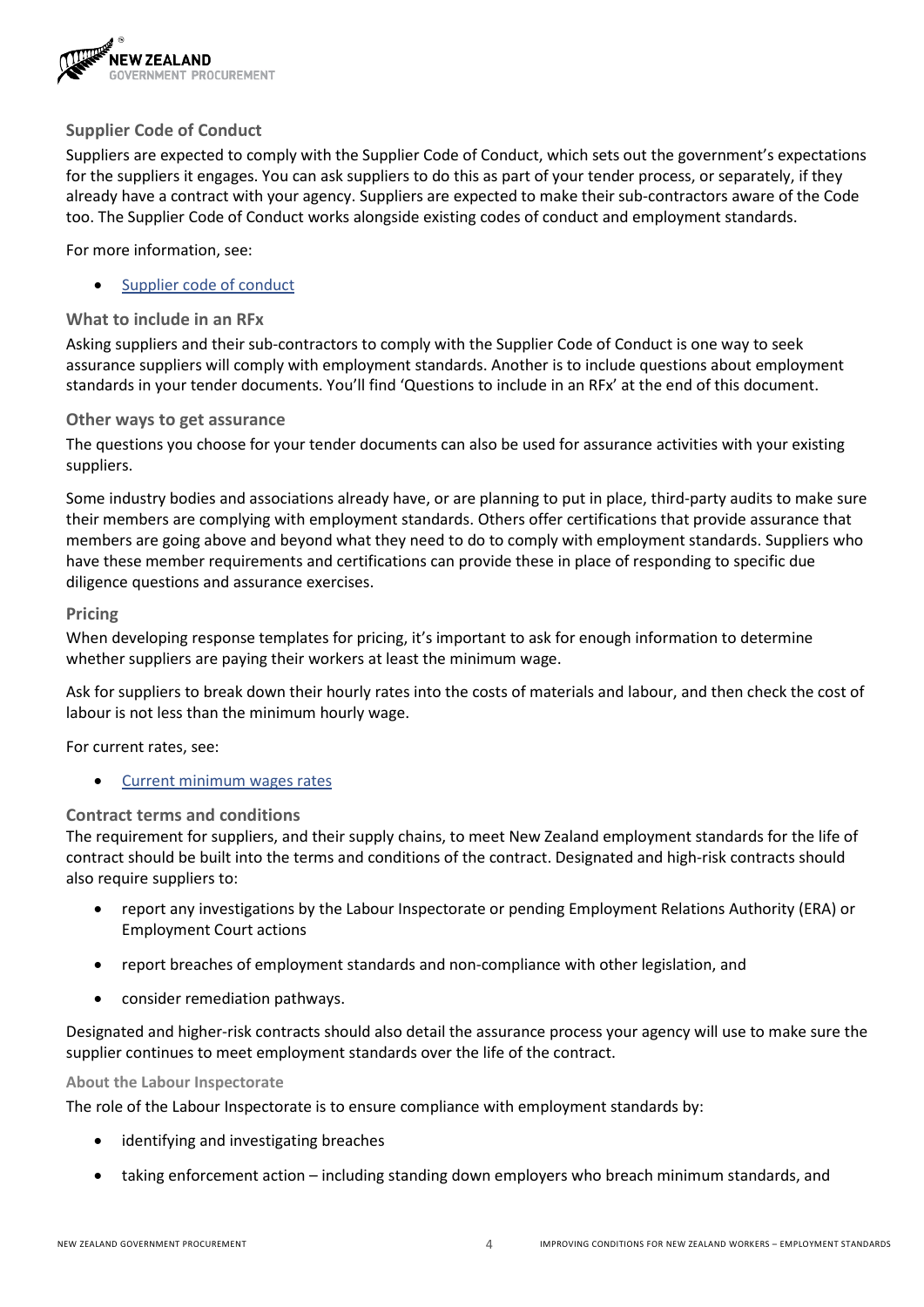### Supplier Code of Conduct

Suppliers are expected to comply with the Supplier Code of Conduct, which sets out the government's expectations for the suppliers it engages. You can ask suppliers to do this as part of your tender process, or separately, if they already have a contract with your agency. Suppliers are expected to make their sub-contractors aware of the Code too. The Supplier Code of Conduct works alongside existing codes of conduct and employment standards.

For more information, see:

- Supplier code of conduct

### What to include in an RFx

Asking suppliers and their sub-contractors to comply with the Supplier Code of Conduct is one way to seek assurance suppliers will comply with employment standards. Another is to include questions about employment standards in your tender documents. You'll find 'Questions to include in an RFx' at the end of this document.

### Other ways to get assurance

The questions you choose for your tender documents can also be used for assurance activities with your existing suppliers.

Some industry bodies and associations already have, or are planning to put in place, third-party audits to make sure their members are complying with employment standards. Others offer certifications that provide assurance that members are going above and beyond what they need to do to comply with employment standards. Suppliers who have these member requirements and certifications can provide these in place of responding to specific due diligence questions and assurance exercises.

### Pricing

When developing response templates for pricing, it's important to ask for enough information to determine whether suppliers are paying their workers at least the minimum wage.

Ask for suppliers to break down their hourly rates into the costs of materials and labour, and then check the cost of labour is not less than the minimum hourly wage.

For current rates, see:

- Current minimum wages rates

### Contract terms and conditions

The requirement for suppliers, and their supply chains, to meet New Zealand employment standards for the life of contract should be built into the terms and conditions of the contract. Designated and high-risk contracts should also require suppliers to:

- report any investigations by the Labour Inspectorate or pending Employment Relations Authority (ERA) or Employment Court actions
- report breaches of employment standards and non-compliance with other legislation, and
- consider remediation pathways.

Designated and higher-risk contracts should also detail the assurance process your agency will use to make sure the supplier continues to meet employment standards over the life of the contract.

#### About the Labour Inspectorate

The role of the Labour Inspectorate is to ensure compliance with employment standards by:

- identifying and investigating breaches
- taking enforcement action – including standing down employers who breach minimum standards, and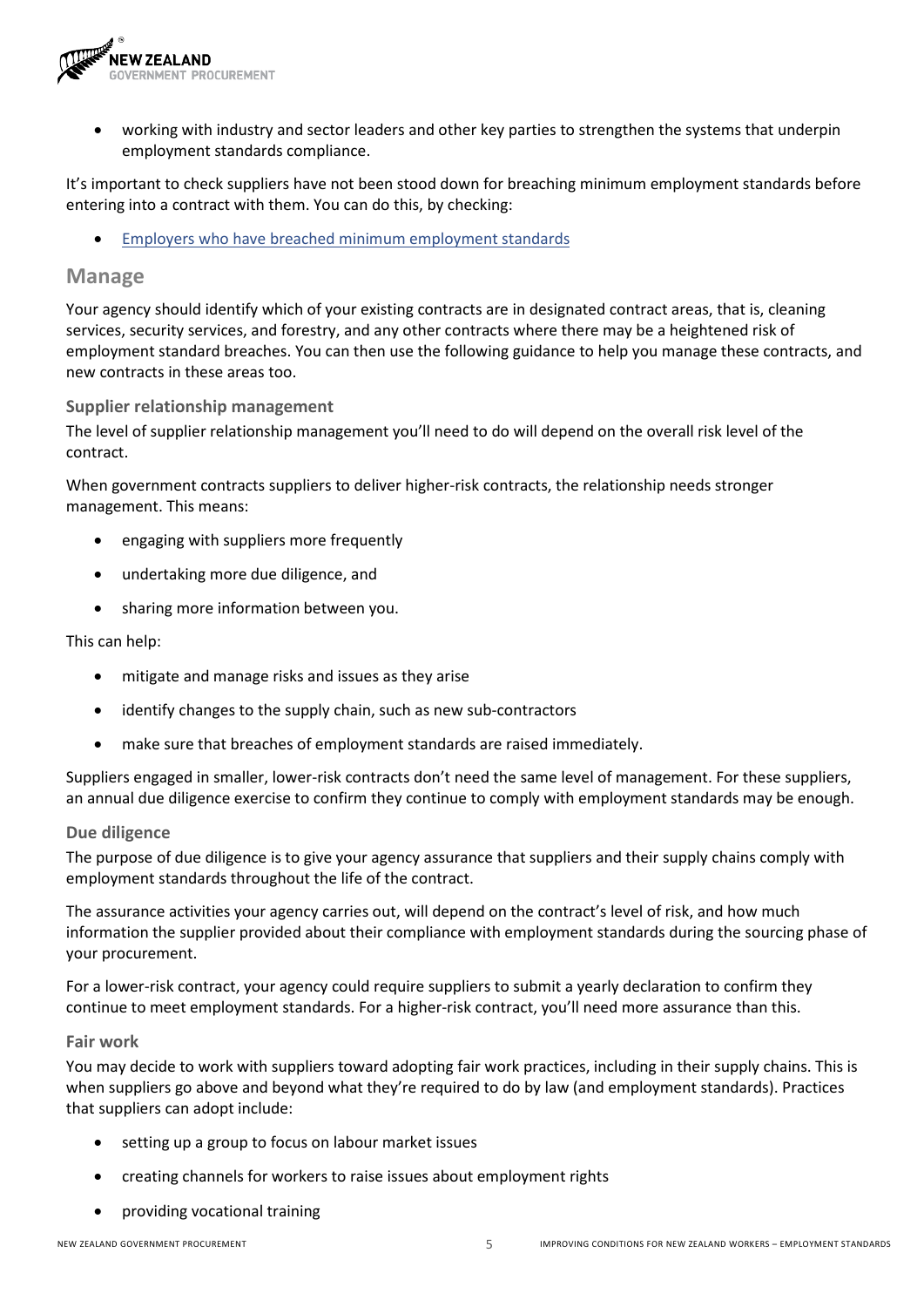- working with industry and sector leaders and other key parties to strengthen the systems that underpin employment standards compliance.

It's important to check suppliers have not been stood down for breaching minimum employment standards before entering into a contract with them. You can do this, by checking:

- [Employers who have breached minimum employment standards]

## Manage

Your agency should identify which of your existing contracts are in designated contract areas, that is, cleaning services, security services, and forestry, and any other contracts where there may be a heightened risk of employment standard breaches. You can then use the following guidance to help you manage these contracts, and new contracts in these areas too.

### Supplier relationship management

The level of supplier relationship management you'll need to do will depend on the overall risk level of the contract.

When government contracts suppliers to deliver higher-risk contracts, the relationship needs stronger management. This means:

- engaging with suppliers more frequently
- undertaking more due diligence, and
- sharing more information between you.

This can help:

- mitigate and manage risks and issues as they arise
- identify changes to the supply chain, such as new sub-contractors
- make sure that breaches of employment standards are raised immediately.

Suppliers engaged in smaller, lower-risk contracts don't need the same level of management. For these suppliers, an annual due diligence exercise to confirm they continue to comply with employment standards may be enough.

### Due diligence

The purpose of due diligence is to give your agency assurance that suppliers and their supply chains comply with employment standards throughout the life of the contract.

The assurance activities your agency carries out, will depend on the contract's level of risk, and how much information the supplier provided about their compliance with employment standards during the sourcing phase of your procurement.

For a lower-risk contract, your agency could require suppliers to submit a yearly declaration to confirm they continue to meet employment standards. For a higher-risk contract, you'll need more assurance than this.

### Fair work

You may decide to work with suppliers toward adopting fair work practices, including in their supply chains. This is when suppliers go above and beyond what they're required to do by law (and employment standards). Practices that suppliers can adopt include:

- setting up a group to focus on labour market issues
- creating channels for workers to raise issues about employment rights
- providing vocational training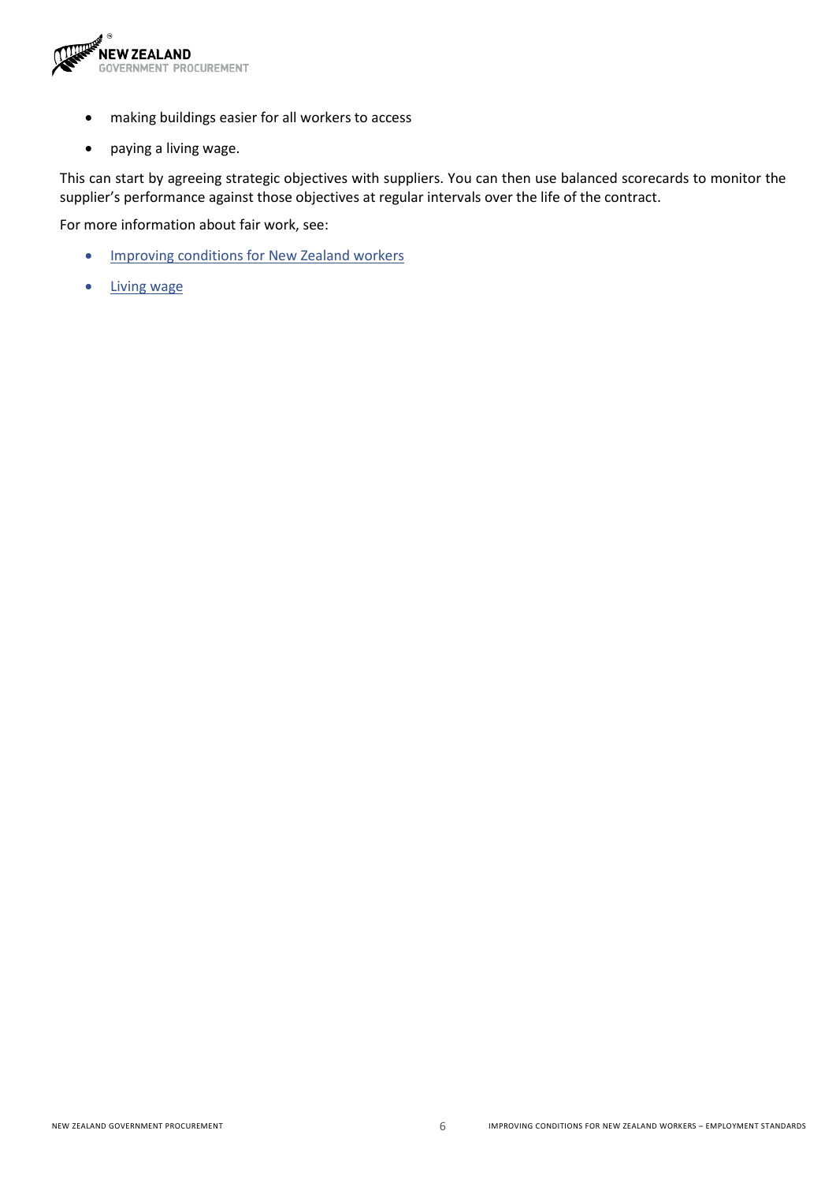- making buildings easier for all workers to access
- paying a living wage.

This can start by agreeing strategic objectives with suppliers. You can then use balanced scorecards to monitor the supplier's performance against those objectives at regular intervals over the life of the contract.

For more information about fair work, see:

- Improving conditions for New Zealand workers
- Living wage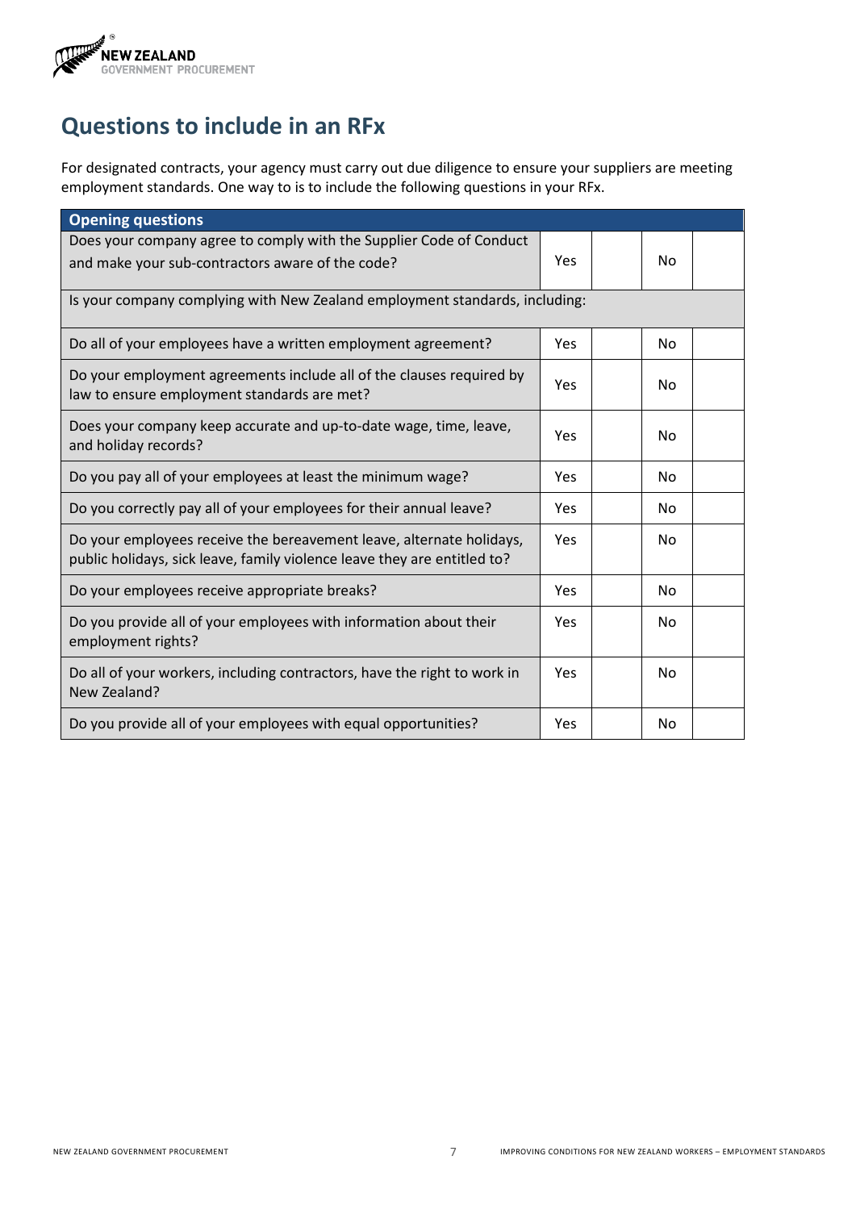# Questions to include in an RFx

For designated contracts, your agency must carry out due diligence to ensure your suppliers are meeting employment standards. One way to is to include the following questions in your RFx.

| Opening questions | | | | |
|---|---|---|---|---|
| Does your company agree to comply with the Supplier Code of Conduct and make your sub-contractors aware of the code? | Yes | | No | |
| Is your company complying with New Zealand employment standards, including: | | | | |
| Do all of your employees have a written employment agreement? | Yes | | No | |
| Do your employment agreements include all of the clauses required by law to ensure employment standards are met? | Yes | | No | |
| Does your company keep accurate and up-to-date wage, time, leave, and holiday records? | Yes | | No | |
| Do you pay all of your employees at least the minimum wage? | Yes | | No | |
| Do you correctly pay all of your employees for their annual leave? | Yes | | No | |
| Do your employees receive the bereavement leave, alternate holidays, public holidays, sick leave, family violence leave they are entitled to? | Yes | | No | |
| Do your employees receive appropriate breaks? | Yes | | No | |
| Do you provide all of your employees with information about their employment rights? | Yes | | No | |
| Do all of your workers, including contractors, have the right to work in New Zealand? | Yes | | No | |
| Do you provide all of your employees with equal opportunities? | Yes | | No | |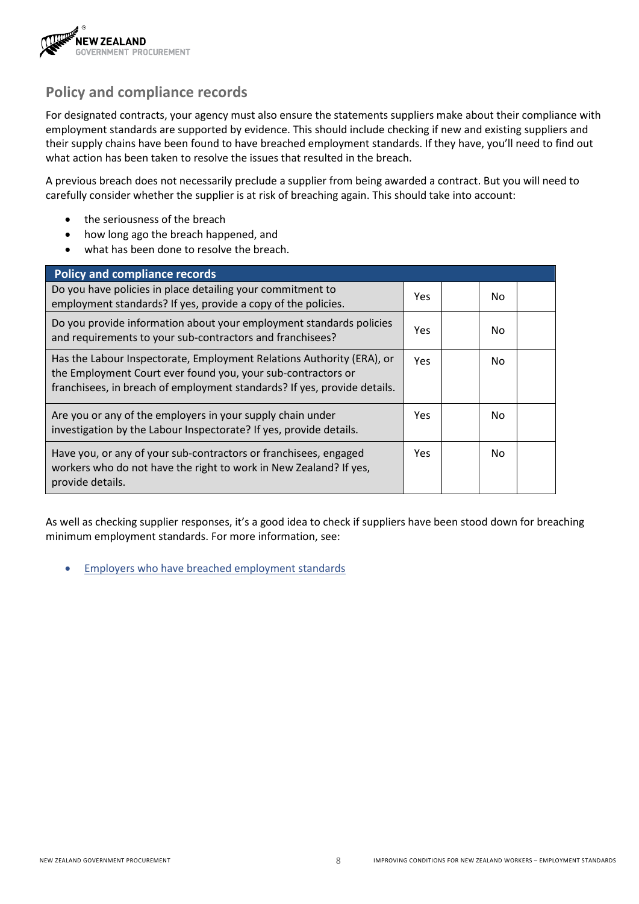## Policy and compliance records

For designated contracts, your agency must also ensure the statements suppliers make about their compliance with employment standards are supported by evidence. This should include checking if new and existing suppliers and their supply chains have been found to have breached employment standards. If they have, you'll need to find out what action has been taken to resolve the issues that resulted in the breach.

A previous breach does not necessarily preclude a supplier from being awarded a contract. But you will need to carefully consider whether the supplier is at risk of breaching again. This should take into account:

- the seriousness of the breach
- how long ago the breach happened, and
- what has been done to resolve the breach.

| Policy and compliance records | | | | |
|---|---|---|---|---|
| Do you have policies in place detailing your commitment to employment standards? If yes, provide a copy of the policies. | Yes | | No | |
| Do you provide information about your employment standards policies and requirements to your sub-contractors and franchisees? | Yes | | No | |
| Has the Labour Inspectorate, Employment Relations Authority (ERA), or the Employment Court ever found you, your sub-contractors or franchisees, in breach of employment standards? If yes, provide details. | Yes | | No | |
| Are you or any of the employers in your supply chain under investigation by the Labour Inspectorate? If yes, provide details. | Yes | | No | |
| Have you, or any of your sub-contractors or franchisees, engaged workers who do not have the right to work in New Zealand? If yes, provide details. | Yes | | No | |

As well as checking supplier responses, it's a good idea to check if suppliers have been stood down for breaching minimum employment standards. For more information, see:

- Employers who have breached employment standards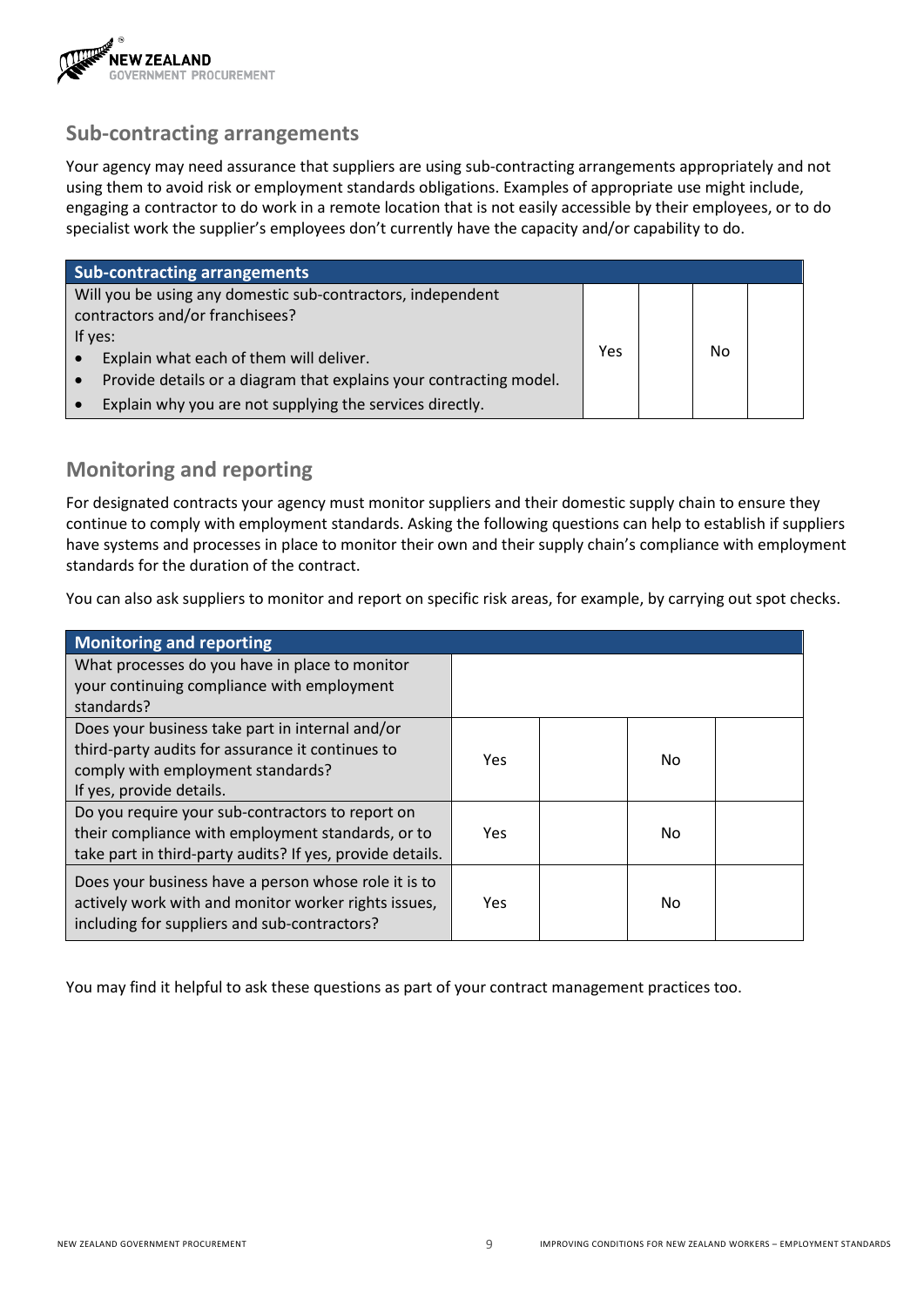## Sub-contracting arrangements

Your agency may need assurance that suppliers are using sub-contracting arrangements appropriately and not using them to avoid risk or employment standards obligations. Examples of appropriate use might include, engaging a contractor to do work in a remote location that is not easily accessible by their employees, or to do specialist work the supplier's employees don't currently have the capacity and/or capability to do.

| Sub-contracting arrangements | | | | |
|---|---|---|---|---|
| Will you be using any domestic sub-contractors, independent contractors and/or franchisees?<br>If yes:<br>• Explain what each of them will deliver.<br>• Provide details or a diagram that explains your contracting model.<br>• Explain why you are not supplying the services directly. | Yes | | No | |

## Monitoring and reporting

For designated contracts your agency must monitor suppliers and their domestic supply chain to ensure they continue to comply with employment standards. Asking the following questions can help to establish if suppliers have systems and processes in place to monitor their own and their supply chain's compliance with employment standards for the duration of the contract.

You can also ask suppliers to monitor and report on specific risk areas, for example, by carrying out spot checks.

| Monitoring and reporting | | | | |
|---|---|---|---|---|
| What processes do you have in place to monitor your continuing compliance with employment standards? | | | | |
| Does your business take part in internal and/or third-party audits for assurance it continues to comply with employment standards?<br>If yes, provide details. | Yes | | No | |
| Do you require your sub-contractors to report on their compliance with employment standards, or to take part in third-party audits? If yes, provide details. | Yes | | No | |
| Does your business have a person whose role it is to actively work with and monitor worker rights issues, including for suppliers and sub-contractors? | Yes | | No | |

You may find it helpful to ask these questions as part of your contract management practices too.